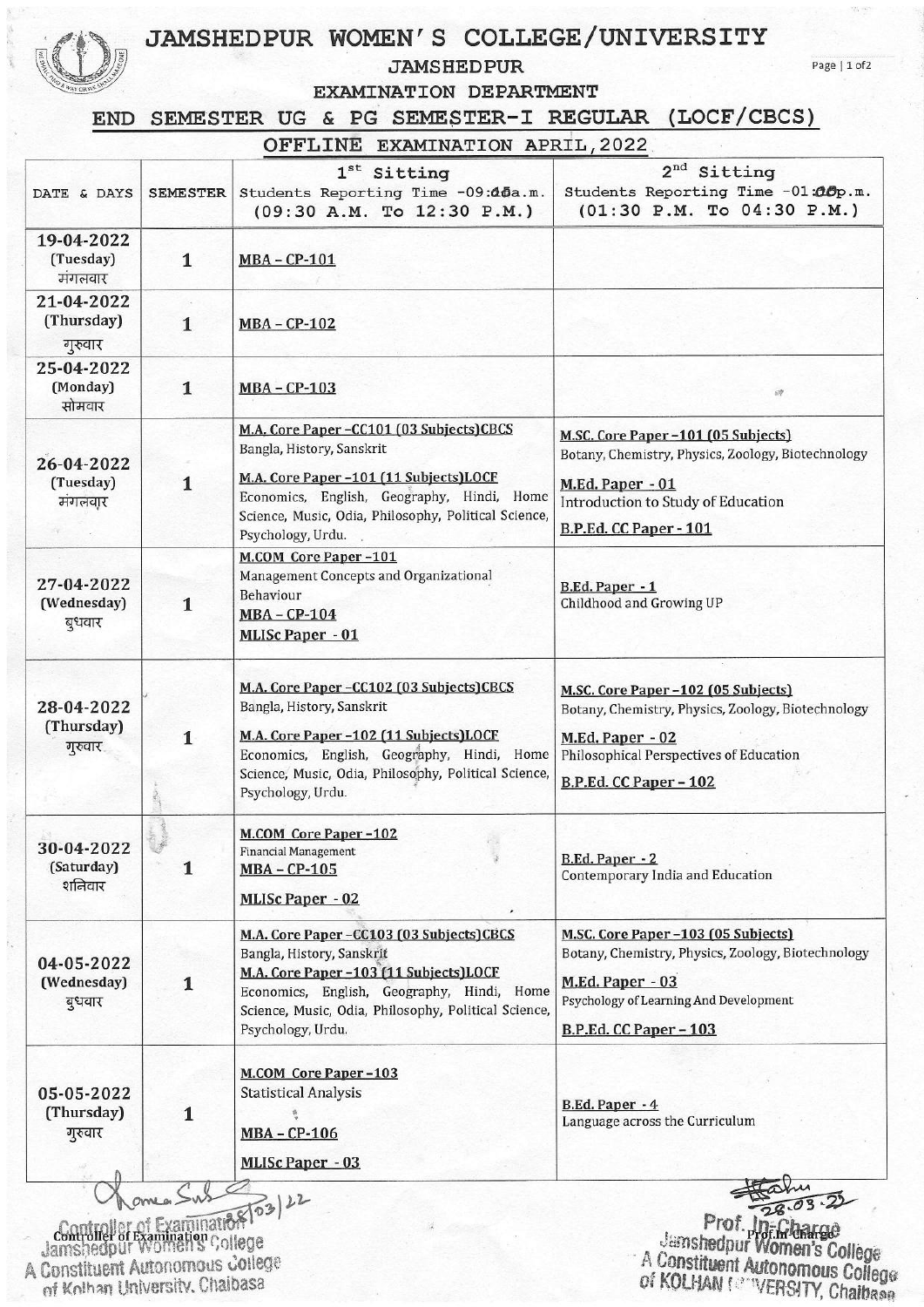# JAMSHEDPUR WOMEN'S COLLEGE/UNIVERSITY

## JAMSHEDPUR

### EXAMINATION DEPARTMENT

### END SEMESTER UG & PG SEMESTER-I REGULAR (LOCF/CBCS)

### OFFLINE EXAMINATION APRIL,2022

| DATE & DAYS | SEMESTER | 1st Sitting Students Reporting Time -09:05a.m. (09:30 A.M. To 12:30 P.M.) | 2nd Sitting Students Reporting Time -01:05p.m. (01:30 P.M. To 04:30 P.M.) |
|---|---|---|---|
| 19-04-2022 (Tuesday) मंगलवार | 1 | MBA – CP-101 | |
| 21-04-2022 (Thursday) गुरुवार | 1 | MBA – CP-102 | |
| 25-04-2022 (Monday) सोमवार | 1 | MBA – CP-103 | |
| 26-04-2022 (Tuesday) मंगलवार | 1 | M.A. Core Paper –CC101 (03 Subjects)CBCS<br>Bangla, History, Sanskrit<br>M.A. Core Paper –101 (11 Subjects)LOCF<br>Economics, English, Geography, Hindi, Home Science, Music, Odia, Philosophy, Political Science, Psychology, Urdu. | M.SC. Core Paper –101 (05 Subjects)<br>Botany, Chemistry, Physics, Zoology, Biotechnology<br>M.Ed. Paper - 01<br>Introduction to Study of Education<br>B.P.Ed. CC Paper - 101 |
| 27-04-2022 (Wednesday) बुधवार | 1 | M.COM Core Paper –101<br>Management Concepts and Organizational Behaviour<br>MBA – CP-104<br>MLISc Paper - 01 | B.Ed. Paper - 1<br>Childhood and Growing UP |
| 28-04-2022 (Thursday) गुरुवार | 1 | M.A. Core Paper –CC102 (03 Subjects)CBCS<br>Bangla, History, Sanskrit<br>M.A. Core Paper –102 (11 Subjects)LOCF<br>Economics, English, Geography, Hindi, Home Science, Music, Odia, Philosophy, Political Science, Psychology, Urdu. | M.SC. Core Paper –102 (05 Subjects)<br>Botany, Chemistry, Physics, Zoology, Biotechnology<br>M.Ed. Paper - 02<br>Philosophical Perspectives of Education<br>B.P.Ed. CC Paper – 102 |
| 30-04-2022 (Saturday) शनिवार | 1 | M.COM Core Paper –102<br>Financial Management<br>MBA – CP-105<br>MLISc Paper - 02 | B.Ed. Paper - 2<br>Contemporary India and Education |
| 04-05-2022 (Wednesday) बुधवार | 1 | M.A. Core Paper –CC103 (03 Subjects)CBCS<br>Bangla, History, Sanskrit<br>M.A. Core Paper –103 (11 Subjects)LOCF<br>Economics, English, Geography, Hindi, Home Science, Music, Odia, Philosophy, Political Science, Psychology, Urdu. | M.SC. Core Paper –103 (05 Subjects)<br>Botany, Chemistry, Physics, Zoology, Biotechnology<br>M.Ed. Paper - 03<br>Psychology of Learning And Development<br>B.P.Ed. CC Paper – 103 |
| 05-05-2022 (Thursday) गुरुवार | 1 | M.COM Core Paper –103<br>Statistical Analysis<br>MBA – CP-106<br>MLISc Paper - 03 | B.Ed. Paper - 4<br>Language across the Curriculum |

28/03/22

Controller of Examination
Controller of Examination
Jamshedpur Women's College
A Constituent Autonomous College
of Kolhan University, Chaibasa

28.03.22

Prof. In-Charge
Prof. In-Charge
Jamshedpur Women's College
A Constituent Autonomous College
of KOLHAN UNIVERSITY, Chaibasa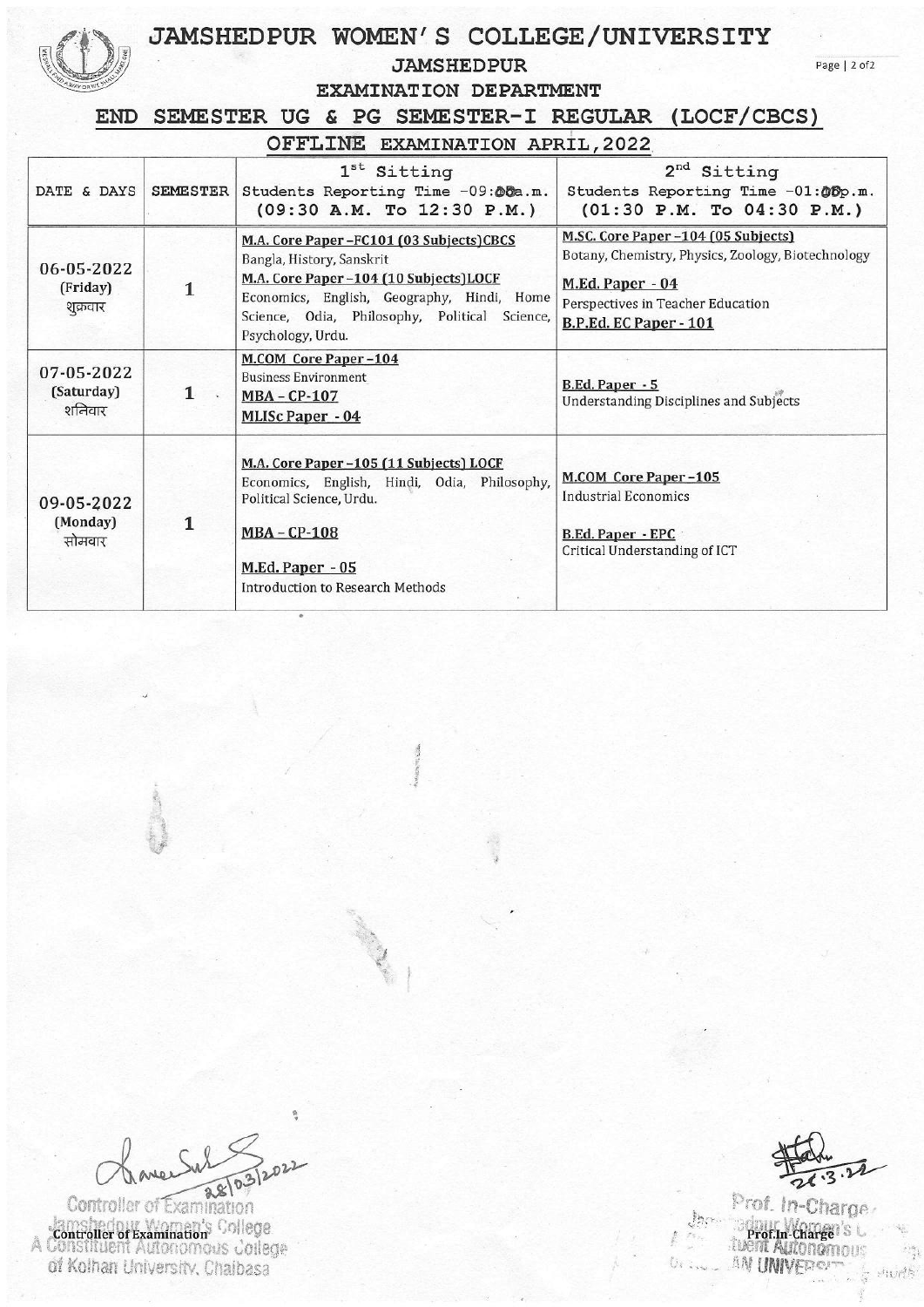# JAMSHEDPUR WOMEN'S COLLEGE/UNIVERSITY

## JAMSHEDPUR

### EXAMINATION DEPARTMENT

### END SEMESTER UG & PG SEMESTER-I REGULAR (LOCF/CBCS)

### OFFLINE EXAMINATION APRIL, 2022

| DATE & DAYS | SEMESTER | 1st Sitting Students Reporting Time -09:00a.m. (09:30 A.M. To 12:30 P.M.) | 2nd Sitting Students Reporting Time -01:00p.m. (01:30 P.M. To 04:30 P.M.) |
|---|---|---|---|
| 06-05-2022 (Friday) शुक्रवार | 1 | **M.A. Core Paper -FC101 (03 Subjects)CBCS** Bangla, History, Sanskrit **M.A. Core Paper -104 (10 Subjects)LOCF** Economics, English, Geography, Hindi, Home Science, Odia, Philosophy, Political Science, Psychology, Urdu. | **M.SC. Core Paper -104 (05 Subjects)** Botany, Chemistry, Physics, Zoology, Biotechnology **M.Ed. Paper - 04** Perspectives in Teacher Education **B.P.Ed. EC Paper - 101** |
| 07-05-2022 (Saturday) शनिवार | 1 | **M.COM Core Paper -104** Business Environment **MBA - CP-107** **MLISc Paper - 04** | **B.Ed. Paper - 5** Understanding Disciplines and Subjects |
| 09-05-2022 (Monday) सोमवार | 1 | **M.A. Core Paper -105 (11 Subjects) LOCF** Economics, English, Hindi, Odia, Philosophy, Political Science, Urdu. **MBA - CP-108** **M.Ed. Paper - 05** Introduction to Research Methods | **M.COM Core Paper -105** Industrial Economics **B.Ed. Paper - EPC** Critical Understanding of ICT |

28/03/2022

**Controller of Examination**
Controller of Examination
Jamshedpur Women's College
A Constituent Autonomous College
of Kolhan University, Chaibasa

28.3.22

**Prof.In-Charge**
Prof. In-Charge